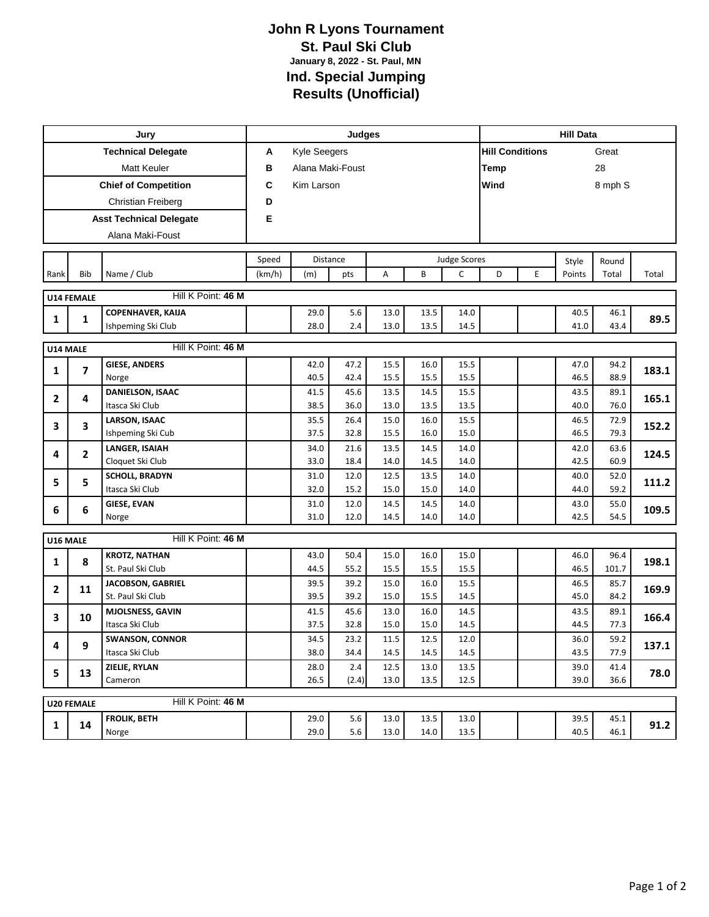# John R Lyons Tournament

## St. Paul Ski Club

**January 8, 2022 - St. Paul, MN**

## Ind. Special Jumping

## Results (Unofficial)

| Jury | Judges | | Hill Data | |
|---|---|---|---|---|
| **Technical Delegate** | **A** | Kyle Seegers | **Hill Conditions** | Great |
| Matt Keuler | **B** | Alana Maki-Foust | **Temp** | 28 |
| **Chief of Competition** | **C** | Kim Larson | **Wind** | 8 mph S |
| Christian Freiberg | **D** | | | |
| **Asst Technical Delegate** | **E** | | | |
| Alana Maki-Foust | | | | |

| Rank | Bib | Name / Club | Speed (km/h) | Distance (m) | Distance pts | Judge A | Judge B | Judge C | Judge D | Judge E | Style Points | Round Total | Total |
|---|---|---|---|---|---|---|---|---|---|---|---|---|---|
| **U14 FEMALE** | | Hill K Point: **46 M** | | | | | | | | | | | |
| 1 | 1 | **COPENHAVER, KAIJA** | | 29.0 | 5.6 | 13.0 | 13.5 | 14.0 | | | 40.5 | 46.1 | **89.5** |
| | | Ishpeming Ski Club | | 28.0 | 2.4 | 13.0 | 13.5 | 14.5 | | | 41.0 | 43.4 | |
| **U14 MALE** | | Hill K Point: **46 M** | | | | | | | | | | | |
| 1 | 7 | **GIESE, ANDERS** | | 42.0 | 47.2 | 15.5 | 16.0 | 15.5 | | | 47.0 | 94.2 | **183.1** |
| | | Norge | | 40.5 | 42.4 | 15.5 | 15.5 | 15.5 | | | 46.5 | 88.9 | |
| 2 | 4 | **DANIELSON, ISAAC** | | 41.5 | 45.6 | 13.5 | 14.5 | 15.5 | | | 43.5 | 89.1 | **165.1** |
| | | Itasca Ski Club | | 38.5 | 36.0 | 13.0 | 13.5 | 13.5 | | | 40.0 | 76.0 | |
| 3 | 3 | **LARSON, ISAAC** | | 35.5 | 26.4 | 15.0 | 16.0 | 15.5 | | | 46.5 | 72.9 | **152.2** |
| | | Ishpeming Ski Cub | | 37.5 | 32.8 | 15.5 | 16.0 | 15.0 | | | 46.5 | 79.3 | |
| 4 | 2 | **LANGER, ISAIAH** | | 34.0 | 21.6 | 13.5 | 14.5 | 14.0 | | | 42.0 | 63.6 | **124.5** |
| | | Cloquet Ski Club | | 33.0 | 18.4 | 14.0 | 14.5 | 14.0 | | | 42.5 | 60.9 | |
| 5 | 5 | **SCHOLL, BRADYN** | | 31.0 | 12.0 | 12.5 | 13.5 | 14.0 | | | 40.0 | 52.0 | **111.2** |
| | | Itasca Ski Club | | 32.0 | 15.2 | 15.0 | 15.0 | 14.0 | | | 44.0 | 59.2 | |
| 6 | 6 | **GIESE, EVAN** | | 31.0 | 12.0 | 14.5 | 14.5 | 14.0 | | | 43.0 | 55.0 | **109.5** |
| | | Norge | | 31.0 | 12.0 | 14.5 | 14.0 | 14.0 | | | 42.5 | 54.5 | |
| **U16 MALE** | | Hill K Point: **46 M** | | | | | | | | | | | |
| 1 | 8 | **KROTZ, NATHAN** | | 43.0 | 50.4 | 15.0 | 16.0 | 15.0 | | | 46.0 | 96.4 | **198.1** |
| | | St. Paul Ski Club | | 44.5 | 55.2 | 15.5 | 15.5 | 15.5 | | | 46.5 | 101.7 | |
| 2 | 11 | **JACOBSON, GABRIEL** | | 39.5 | 39.2 | 15.0 | 16.0 | 15.5 | | | 46.5 | 85.7 | **169.9** |
| | | St. Paul Ski Club | | 39.5 | 39.2 | 15.0 | 15.5 | 14.5 | | | 45.0 | 84.2 | |
| 3 | 10 | **MJOLSNESS, GAVIN** | | 41.5 | 45.6 | 13.0 | 16.0 | 14.5 | | | 43.5 | 89.1 | **166.4** |
| | | Itasca Ski Club | | 37.5 | 32.8 | 15.0 | 15.0 | 14.5 | | | 44.5 | 77.3 | |
| 4 | 9 | **SWANSON, CONNOR** | | 34.5 | 23.2 | 11.5 | 12.5 | 12.0 | | | 36.0 | 59.2 | **137.1** |
| | | Itasca Ski Club | | 38.0 | 34.4 | 14.5 | 14.5 | 14.5 | | | 43.5 | 77.9 | |
| 5 | 13 | **ZIELIE, RYLAN** | | 28.0 | 2.4 | 12.5 | 13.0 | 13.5 | | | 39.0 | 41.4 | **78.0** |
| | | Cameron | | 26.5 | (2.4) | 13.0 | 13.5 | 12.5 | | | 39.0 | 36.6 | |
| **U20 FEMALE** | | Hill K Point: **46 M** | | | | | | | | | | | |
| 1 | 14 | **FROLIK, BETH** | | 29.0 | 5.6 | 13.0 | 13.5 | 13.0 | | | 39.5 | 45.1 | **91.2** |
| | | Norge | | 29.0 | 5.6 | 13.0 | 14.0 | 13.5 | | | 40.5 | 46.1 | |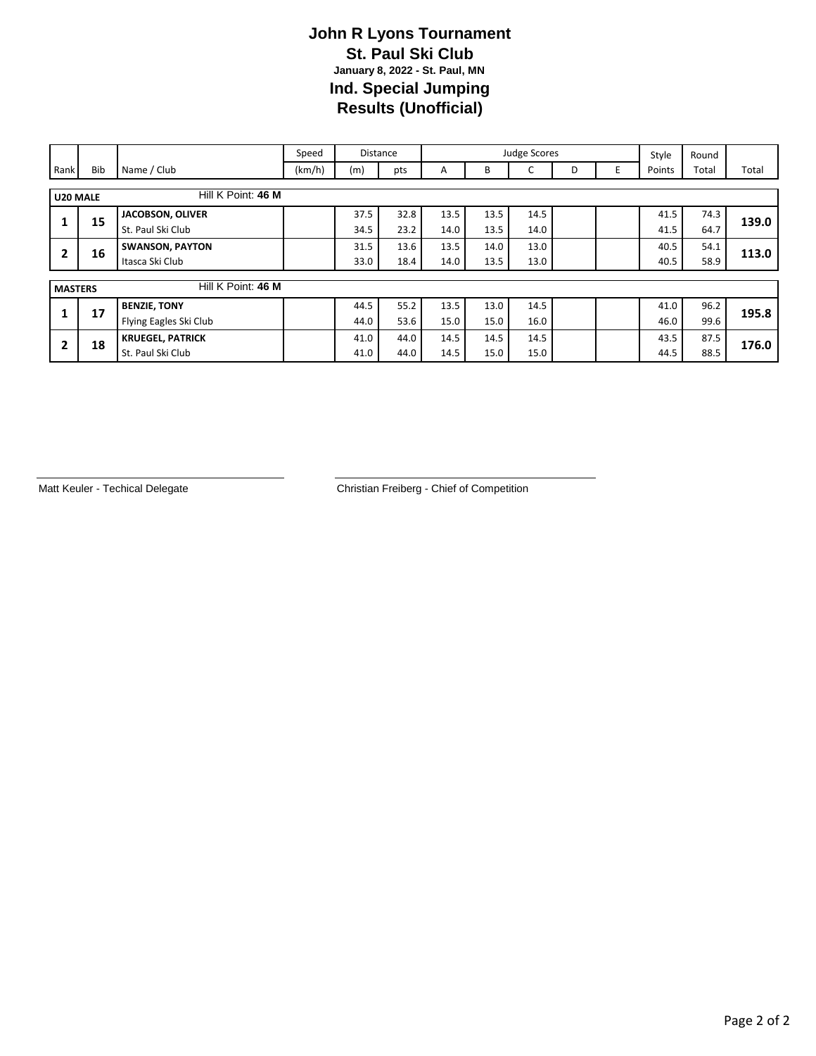# John R Lyons Tournament

## St. Paul Ski Club

**January 8, 2022 - St. Paul, MN**

## Ind. Special Jumping

## Results (Unofficial)

| Rank | Bib | Name / Club | Speed (km/h) | Distance (m) | Distance pts | Judge Scores A | B | C | D | E | Style Points | Round Total | Total |
|---|---|---|---|---|---|---|---|---|---|---|---|---|---|
| **U20 MALE** | | Hill K Point: **46 M** | | | | | | | | | | | |
| **1** | **15** | **JACOBSON, OLIVER** | | 37.5 | 32.8 | 13.5 | 13.5 | 14.5 | | | 41.5 | 74.3 | **139.0** |
| | | St. Paul Ski Club | | 34.5 | 23.2 | 14.0 | 13.5 | 14.0 | | | 41.5 | 64.7 | |
| **2** | **16** | **SWANSON, PAYTON** | | 31.5 | 13.6 | 13.5 | 14.0 | 13.0 | | | 40.5 | 54.1 | **113.0** |
| | | Itasca Ski Club | | 33.0 | 18.4 | 14.0 | 13.5 | 13.0 | | | 40.5 | 58.9 | |
| **MASTERS** | | Hill K Point: **46 M** | | | | | | | | | | | |
| **1** | **17** | **BENZIE, TONY** | | 44.5 | 55.2 | 13.5 | 13.0 | 14.5 | | | 41.0 | 96.2 | **195.8** |
| | | Flying Eagles Ski Club | | 44.0 | 53.6 | 15.0 | 15.0 | 16.0 | | | 46.0 | 99.6 | |
| **2** | **18** | **KRUEGEL, PATRICK** | | 41.0 | 44.0 | 14.5 | 14.5 | 14.5 | | | 43.5 | 87.5 | **176.0** |
| | | St. Paul Ski Club | | 41.0 | 44.0 | 14.5 | 15.0 | 15.0 | | | 44.5 | 88.5 | |

Matt Keuler - Techical Delegate

Christian Freiberg - Chief of Competition